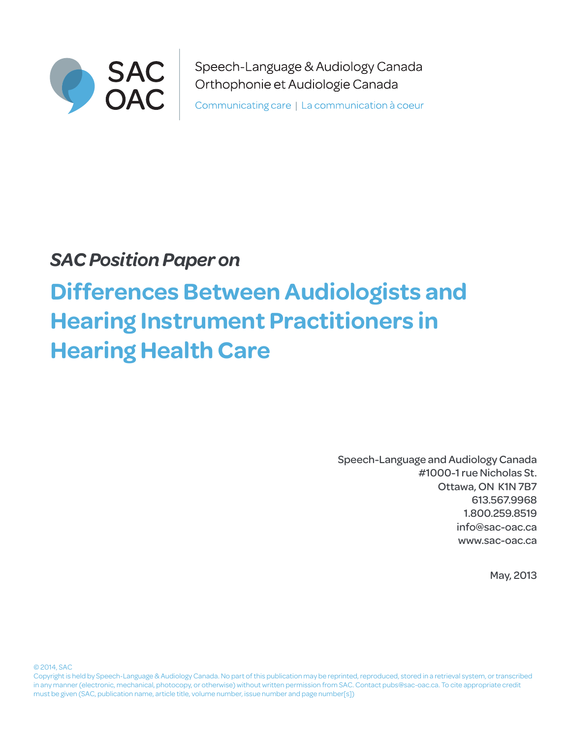SAC OAC

Speech-Language & Audiology Canada
Orthophonie et Audiologie Canada

Communicating care | La communication à coeur

*SAC Position Paper on*

# Differences Between Audiologists and Hearing Instrument Practitioners in Hearing Health Care

Speech-Language and Audiology Canada
#1000-1 rue Nicholas St.
Ottawa, ON K1N 7B7
613.567.9968
1.800.259.8519
info@sac-oac.ca
www.sac-oac.ca

May, 2013

© 2014, SAC
Copyright is held by Speech-Language & Audiology Canada. No part of this publication may be reprinted, reproduced, stored in a retrieval system, or transcribed in any manner (electronic, mechanical, photocopy, or otherwise) without written permission from SAC. Contact pubs@sac-oac.ca. To cite appropriate credit must be given (SAC, publication name, article title, volume number, issue number and page number[s])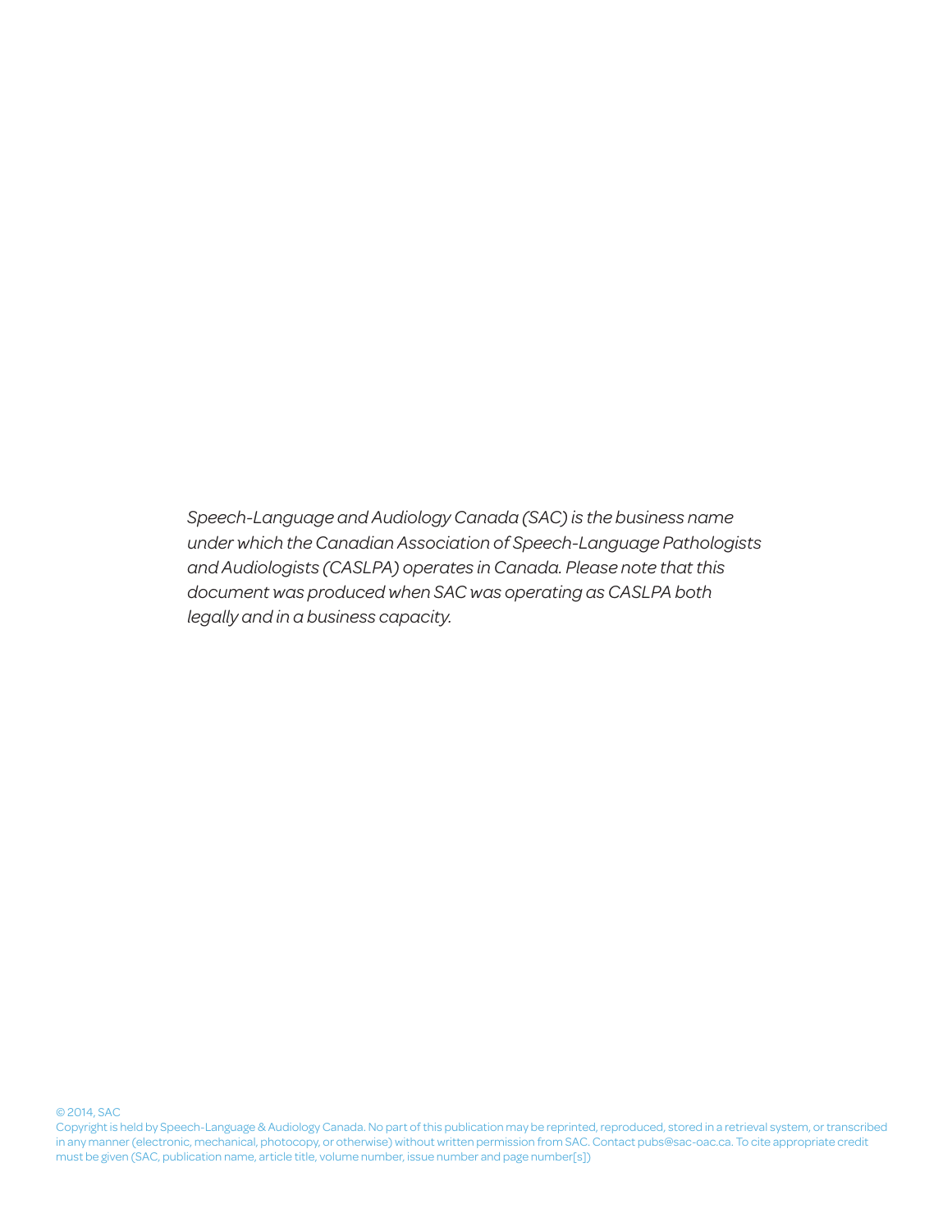*Speech-Language and Audiology Canada (SAC) is the business name under which the Canadian Association of Speech-Language Pathologists and Audiologists (CASLPA) operates in Canada. Please note that this document was produced when SAC was operating as CASLPA both legally and in a business capacity.*

© 2014, SAC

Copyright is held by Speech-Language & Audiology Canada. No part of this publication may be reprinted, reproduced, stored in a retrieval system, or transcribed in any manner (electronic, mechanical, photocopy, or otherwise) without written permission from SAC. Contact pubs@sac-oac.ca. To cite appropriate credit must be given (SAC, publication name, article title, volume number, issue number and page number[s])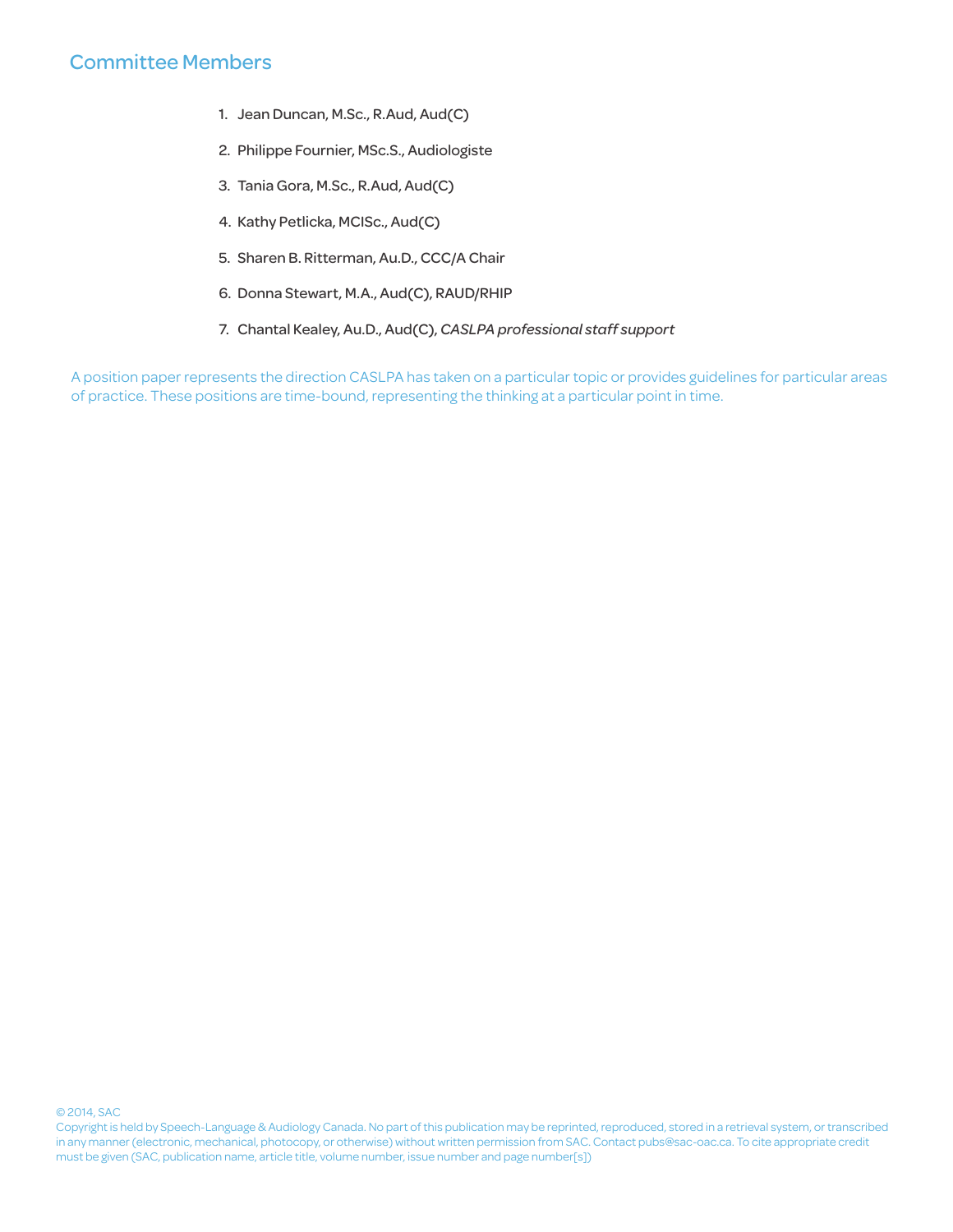## Committee Members

1. Jean Duncan, M.Sc., R.Aud, Aud(C)
2. Philippe Fournier, MSc.S., Audiologiste
3. Tania Gora, M.Sc., R.Aud, Aud(C)
4. Kathy Petlicka, MClSc., Aud(C)
5. Sharen B. Ritterman, Au.D., CCC/A Chair
6. Donna Stewart, M.A., Aud(C), RAUD/RHIP
7. Chantal Kealey, Au.D., Aud(C), *CASLPA professional staff support*

A position paper represents the direction CASLPA has taken on a particular topic or provides guidelines for particular areas of practice. These positions are time-bound, representing the thinking at a particular point in time.

© 2014, SAC
Copyright is held by Speech-Language & Audiology Canada. No part of this publication may be reprinted, reproduced, stored in a retrieval system, or transcribed in any manner (electronic, mechanical, photocopy, or otherwise) without written permission from SAC. Contact pubs@sac-oac.ca. To cite appropriate credit must be given (SAC, publication name, article title, volume number, issue number and page number[s])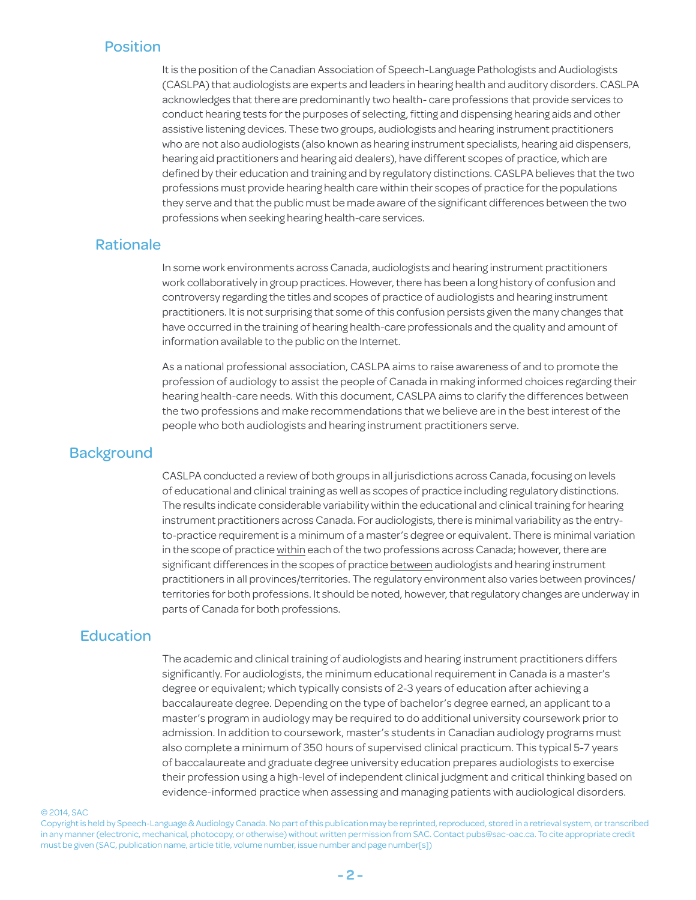## Position

It is the position of the Canadian Association of Speech-Language Pathologists and Audiologists (CASLPA) that audiologists are experts and leaders in hearing health and auditory disorders. CASLPA acknowledges that there are predominantly two health- care professions that provide services to conduct hearing tests for the purposes of selecting, fitting and dispensing hearing aids and other assistive listening devices. These two groups, audiologists and hearing instrument practitioners who are not also audiologists (also known as hearing instrument specialists, hearing aid dispensers, hearing aid practitioners and hearing aid dealers), have different scopes of practice, which are defined by their education and training and by regulatory distinctions. CASLPA believes that the two professions must provide hearing health care within their scopes of practice for the populations they serve and that the public must be made aware of the significant differences between the two professions when seeking hearing health-care services.

## Rationale

In some work environments across Canada, audiologists and hearing instrument practitioners work collaboratively in group practices. However, there has been a long history of confusion and controversy regarding the titles and scopes of practice of audiologists and hearing instrument practitioners. It is not surprising that some of this confusion persists given the many changes that have occurred in the training of hearing health-care professionals and the quality and amount of information available to the public on the Internet.

As a national professional association, CASLPA aims to raise awareness of and to promote the profession of audiology to assist the people of Canada in making informed choices regarding their hearing health-care needs. With this document, CASLPA aims to clarify the differences between the two professions and make recommendations that we believe are in the best interest of the people who both audiologists and hearing instrument practitioners serve.

## Background

CASLPA conducted a review of both groups in all jurisdictions across Canada, focusing on levels of educational and clinical training as well as scopes of practice including regulatory distinctions. The results indicate considerable variability within the educational and clinical training for hearing instrument practitioners across Canada. For audiologists, there is minimal variability as the entry-to-practice requirement is a minimum of a master's degree or equivalent. There is minimal variation in the scope of practice <u>within</u> each of the two professions across Canada; however, there are significant differences in the scopes of practice <u>between</u> audiologists and hearing instrument practitioners in all provinces/territories. The regulatory environment also varies between provinces/territories for both professions. It should be noted, however, that regulatory changes are underway in parts of Canada for both professions.

## Education

The academic and clinical training of audiologists and hearing instrument practitioners differs significantly. For audiologists, the minimum educational requirement in Canada is a master's degree or equivalent; which typically consists of 2-3 years of education after achieving a baccalaureate degree. Depending on the type of bachelor's degree earned, an applicant to a master's program in audiology may be required to do additional university coursework prior to admission. In addition to coursework, master's students in Canadian audiology programs must also complete a minimum of 350 hours of supervised clinical practicum. This typical 5-7 years of baccalaureate and graduate degree university education prepares audiologists to exercise their profession using a high-level of independent clinical judgment and critical thinking based on evidence-informed practice when assessing and managing patients with audiological disorders.

© 2014, SAC

Copyright is held by Speech-Language & Audiology Canada. No part of this publication may be reprinted, reproduced, stored in a retrieval system, or transcribed in any manner (electronic, mechanical, photocopy, or otherwise) without written permission from SAC. Contact pubs@sac-oac.ca. To cite appropriate credit must be given (SAC, publication name, article title, volume number, issue number and page number[s])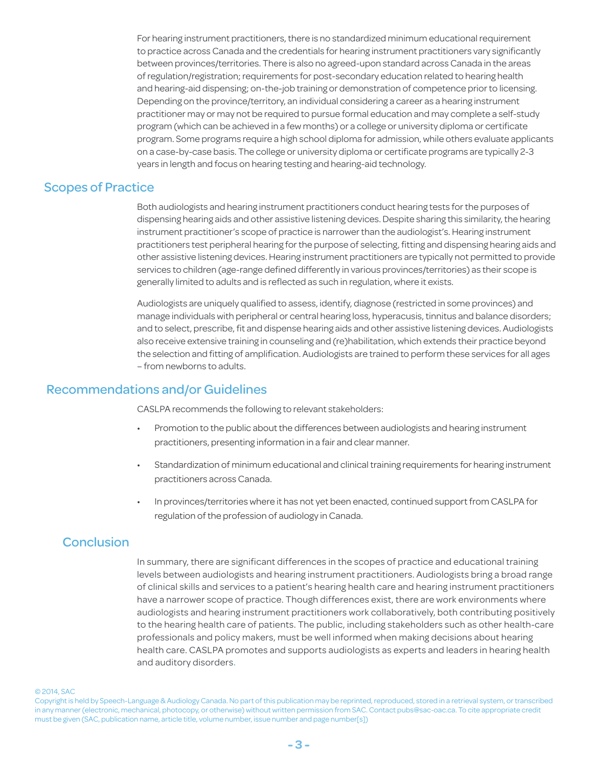For hearing instrument practitioners, there is no standardized minimum educational requirement to practice across Canada and the credentials for hearing instrument practitioners vary significantly between provinces/territories. There is also no agreed-upon standard across Canada in the areas of regulation/registration; requirements for post-secondary education related to hearing health and hearing-aid dispensing; on-the-job training or demonstration of competence prior to licensing. Depending on the province/territory, an individual considering a career as a hearing instrument practitioner may or may not be required to pursue formal education and may complete a self-study program (which can be achieved in a few months) or a college or university diploma or certificate program. Some programs require a high school diploma for admission, while others evaluate applicants on a case-by-case basis. The college or university diploma or certificate programs are typically 2-3 years in length and focus on hearing testing and hearing-aid technology.

## Scopes of Practice

Both audiologists and hearing instrument practitioners conduct hearing tests for the purposes of dispensing hearing aids and other assistive listening devices. Despite sharing this similarity, the hearing instrument practitioner's scope of practice is narrower than the audiologist's. Hearing instrument practitioners test peripheral hearing for the purpose of selecting, fitting and dispensing hearing aids and other assistive listening devices. Hearing instrument practitioners are typically not permitted to provide services to children (age-range defined differently in various provinces/territories) as their scope is generally limited to adults and is reflected as such in regulation, where it exists.

Audiologists are uniquely qualified to assess, identify, diagnose (restricted in some provinces) and manage individuals with peripheral or central hearing loss, hyperacusis, tinnitus and balance disorders; and to select, prescribe, fit and dispense hearing aids and other assistive listening devices. Audiologists also receive extensive training in counseling and (re)habilitation, which extends their practice beyond the selection and fitting of amplification. Audiologists are trained to perform these services for all ages – from newborns to adults.

## Recommendations and/or Guidelines

CASLPA recommends the following to relevant stakeholders:

- Promotion to the public about the differences between audiologists and hearing instrument practitioners, presenting information in a fair and clear manner.
- Standardization of minimum educational and clinical training requirements for hearing instrument practitioners across Canada.
- In provinces/territories where it has not yet been enacted, continued support from CASLPA for regulation of the profession of audiology in Canada.

## Conclusion

In summary, there are significant differences in the scopes of practice and educational training levels between audiologists and hearing instrument practitioners. Audiologists bring a broad range of clinical skills and services to a patient's hearing health care and hearing instrument practitioners have a narrower scope of practice. Though differences exist, there are work environments where audiologists and hearing instrument practitioners work collaboratively, both contributing positively to the hearing health care of patients. The public, including stakeholders such as other health-care professionals and policy makers, must be well informed when making decisions about hearing health care. CASLPA promotes and supports audiologists as experts and leaders in hearing health and auditory disorders.

© 2014, SAC
Copyright is held by Speech-Language & Audiology Canada. No part of this publication may be reprinted, reproduced, stored in a retrieval system, or transcribed in any manner (electronic, mechanical, photocopy, or otherwise) without written permission from SAC. Contact pubs@sac-oac.ca. To cite appropriate credit must be given (SAC, publication name, article title, volume number, issue number and page number[s])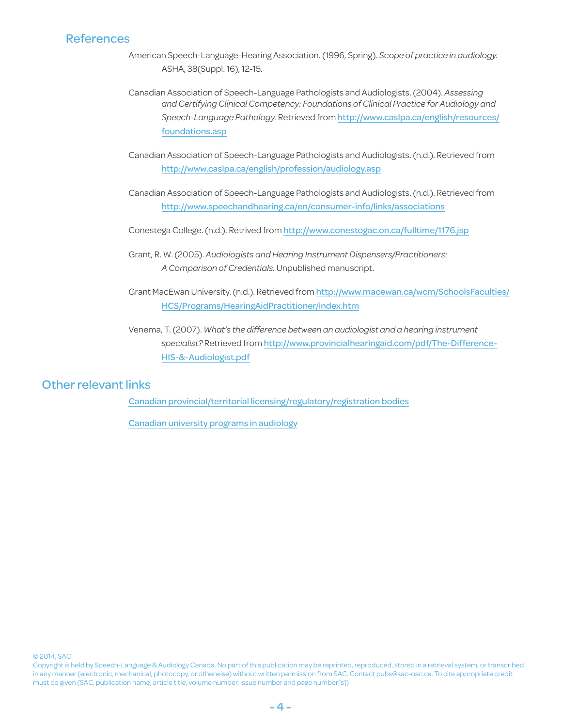## References

American Speech-Language-Hearing Association. (1996, Spring). *Scope of practice in audiology.* ASHA, 38(Suppl. 16), 12-15.

Canadian Association of Speech-Language Pathologists and Audiologists. (2004). *Assessing and Certifying Clinical Competency: Foundations of Clinical Practice for Audiology and Speech-Language Pathology.* Retrieved from http://www.caslpa.ca/english/resources/foundations.asp

Canadian Association of Speech-Language Pathologists and Audiologists. (n.d.). Retrieved from http://www.caslpa.ca/english/profession/audiology.asp

Canadian Association of Speech-Language Pathologists and Audiologists. (n.d.). Retrieved from http://www.speechandhearing.ca/en/consumer-info/links/associations

Conestega College. (n.d.). Retrived from http://www.conestogac.on.ca/fulltime/1176.jsp

Grant, R. W. (2005). *Audiologists and Hearing Instrument Dispensers/Practitioners: A Comparison of Credentials.* Unpublished manuscript.

Grant MacEwan University. (n.d.). Retrieved from http://www.macewan.ca/wcm/SchoolsFaculties/HCS/Programs/HearingAidPractitioner/index.htm

Venema, T. (2007). *What's the difference between an audiologist and a hearing instrument specialist?* Retrieved from http://www.provincialhearingaid.com/pdf/The-Difference-HIS-&-Audiologist.pdf

## Other relevant links

Canadian provincial/territorial licensing/regulatory/registration bodies

Canadian university programs in audiology

© 2014, SAC

Copyright is held by Speech-Language & Audiology Canada. No part of this publication may be reprinted, reproduced, stored in a retrieval system, or transcribed in any manner (electronic, mechanical, photocopy, or otherwise) without written permission from SAC. Contact pubs@sac-oac.ca. To cite appropriate credit must be given (SAC, publication name, article title, volume number, issue number and page number[s])